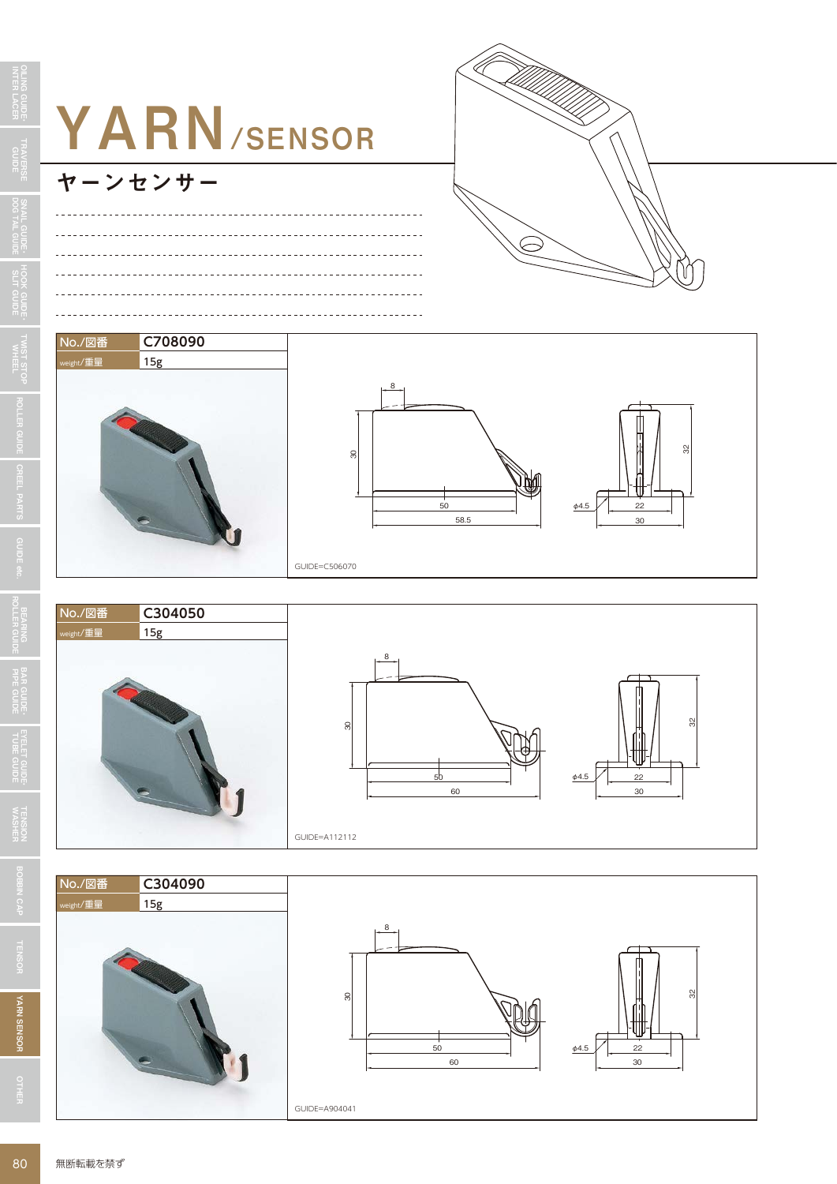# YARN/SENSOR

## ヤーンセンサー

| No./図番 | C708090 |
| --- | --- |
| weight/重量 | 15g |

8
30
50
58.5
ϕ4.5
22
30
32

GUIDE=C506070

| No./図番 | C304050 |
| --- | --- |
| weight/重量 | 15g |

8
30
50
60
ϕ4.5
22
30
32

GUIDE=A112112

| No./図番 | C304090 |
| --- | --- |
| weight/重量 | 15g |

8
30
50
60
ϕ4.5
22
30
32

GUIDE=A904041

無断転載を禁ず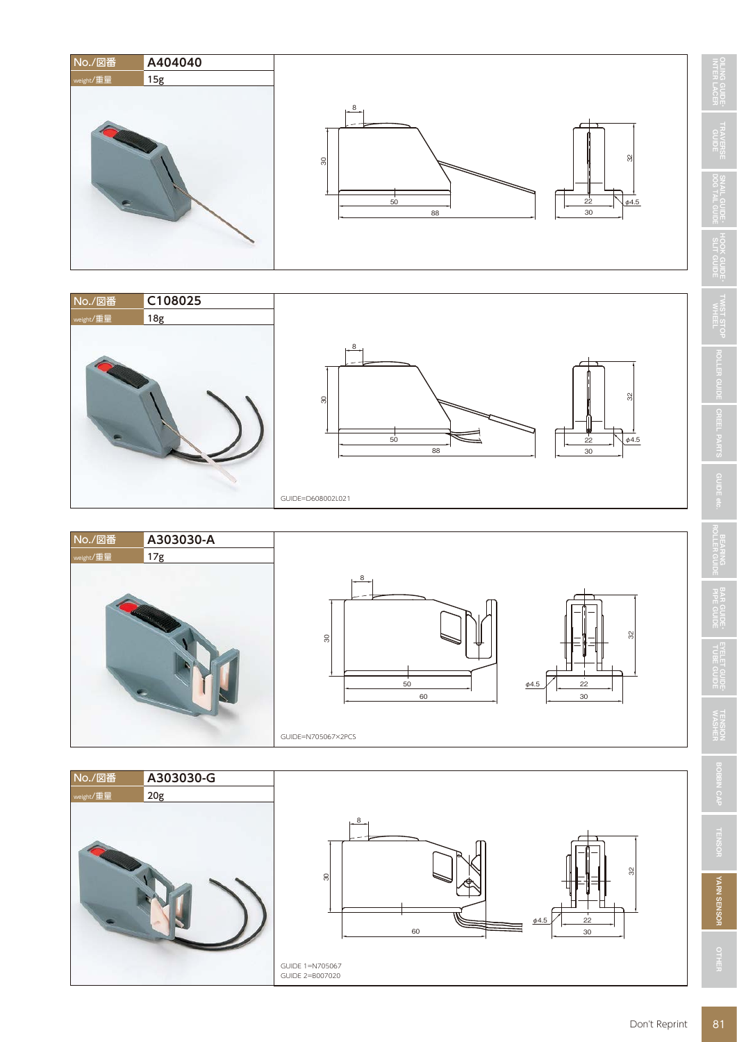| No./図番 | A404040 |
|---|---|
| weight/重量 | 15g |

| No./図番 | C108025 |
|---|---|
| weight/重量 | 18g |

GUIDE=D608002L021

| No./図番 | A303030-A |
|---|---|
| weight/重量 | 17g |

GUIDE=N705067×2PCS

| No./図番 | A303030-G |
|---|---|
| weight/重量 | 20g |

GUIDE 1=N705067
GUIDE 2=B007020

Don't Reprint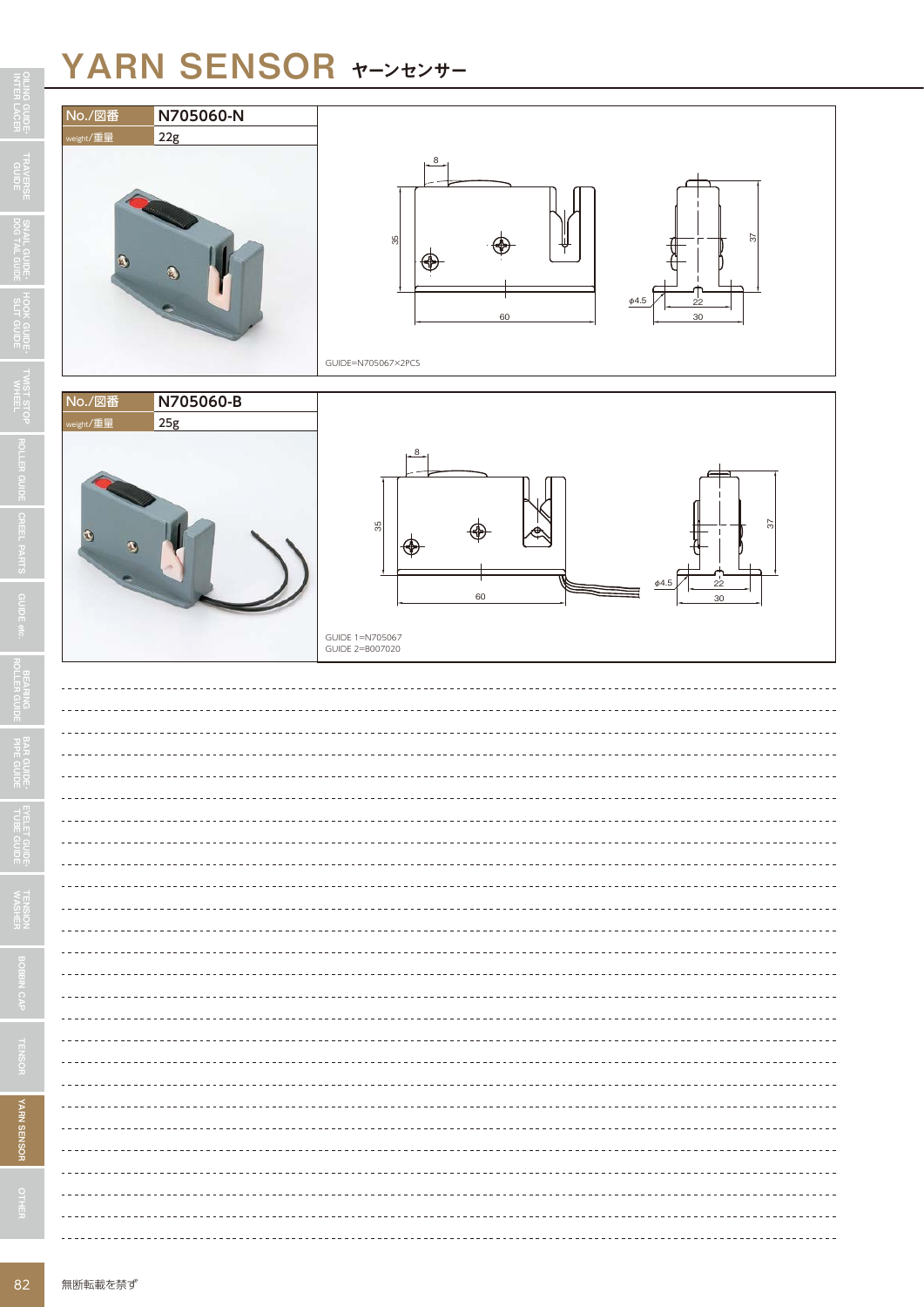# YARN SENSOR ヤーンセンサー

| No./図番 | N705060-N |
| --- | --- |
| weight/重量 | 22g |

GUIDE=N705067×2PCS

| No./図番 | N705060-B |
| --- | --- |
| weight/重量 | 25g |

GUIDE 1=N705067
GUIDE 2=B007020

無断転載を禁ず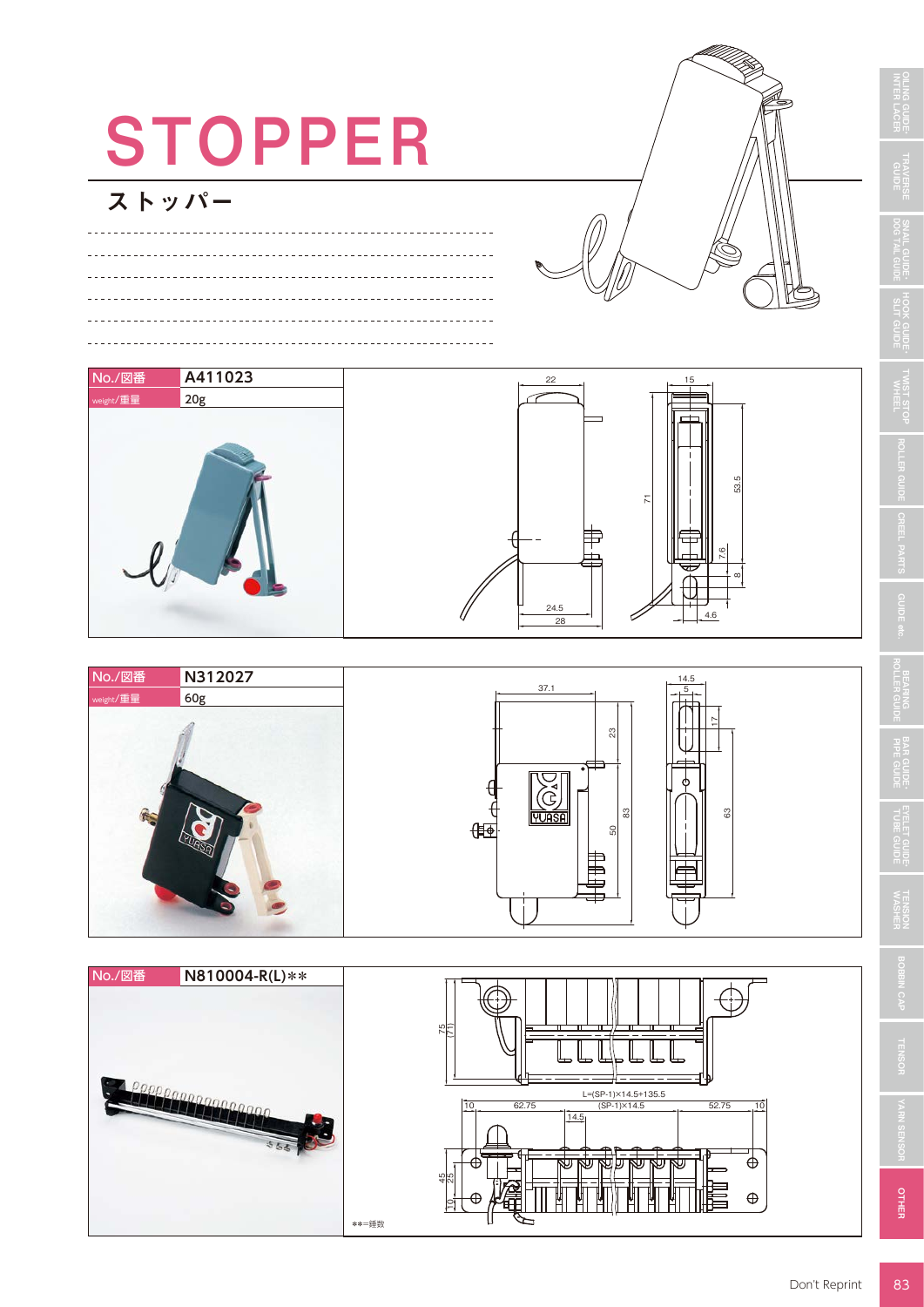# STOPPER

## ストッパー

| No./図番 | A411023 |
| --- | --- |
| weight/重量 | 20g |

22
15
71
53.5
7.6
8
24.5
28
4.6

| No./図番 | N312027 |
| --- | --- |
| weight/重量 | 60g |

37.1
14.5
5
17
23
83
50
63
YUASA

| No./図番 | N810004-R(L)** |
| --- | --- |

75
(71)
L=(SP-1)×14.5+135.5
10
62.75
(SP-1)×14.5
52.75
10
14.5
45
25
10

**=錘数